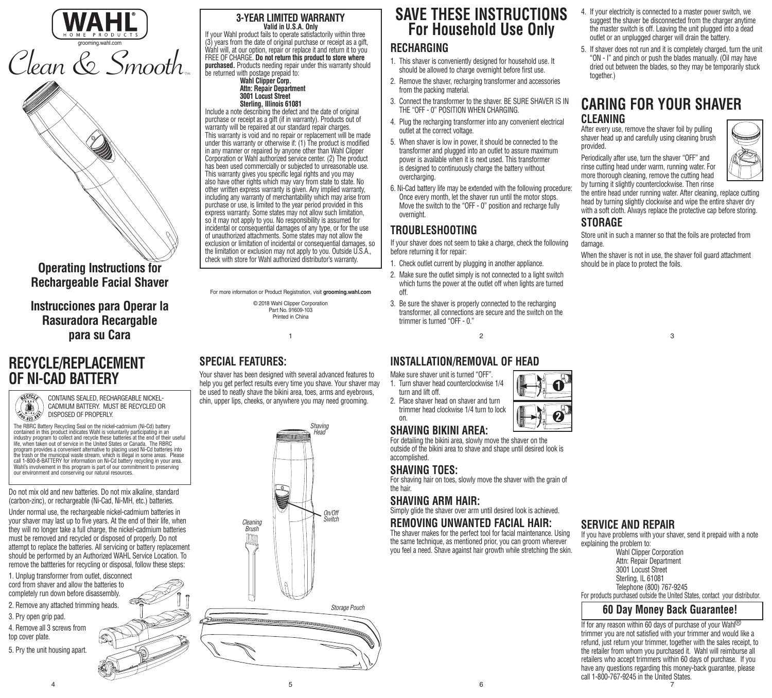# WAHL

HOME PRODUCTS

grooming.wahl.com

# Clean & Smooth™

## Operating Instructions for Rechargeable Facial Shaver

## Instrucciones para Operar la Rasuradora Recargable para su Cara

## 3-YEAR LIMITED WARRANTY

**Valid in U.S.A. Only**

If your Wahl product fails to operate satisfactorily within three (3) years from the date of original purchase or receipt as a gift, Wahl will, at our option, repair or replace it and return it to you FREE OF CHARGE. **Do not return this product to store where purchased.** Products needing repair under this warranty should be returned with postage prepaid to:

**Wahl Clipper Corp.**
**Attn: Repair Department**
**3001 Locust Street**
**Sterling, Illinois 61081**

Include a note describing the defect and the date of original purchase or receipt as a gift (if in warranty). Products out of warranty will be repaired at our standard repair charges. This warranty is void and no repair or replacement will be made under this warranty or otherwise if: (1) The product is modified in any manner or repaired by anyone other than Wahl Clipper Corporation or Wahl authorized service center. (2) The product has been used commercially or subjected to unreasonable use. This warranty gives you specific legal rights and you may also have other rights which may vary from state to state. No other written express warranty is given. Any implied warranty, including any warranty of merchantability which may arise from purchase or use, is limited to the year period provided in this express warranty. Some states may not allow such limitation, so it may not apply to you. No responsibility is assumed for incidental or consequential damages of any type, or for the use of unauthorized attachments. Some states may not allow the exclusion or limitation of incidental or consequential damages, so the limitation or exclusion may not apply to you. Outside U.S.A., check with store for Wahl authorized distributor's warranty.

For more information or Product Registration, visit **grooming.wahl.com**

© 2018 Wahl Clipper Corporation
Part No. 91609-103
Printed in China

# SAVE THESE INSTRUCTIONS For Household Use Only

## RECHARGING

1. This shaver is conveniently designed for household use. It should be allowed to charge overnight before first use.
2. Remove the shaver, recharging transformer and accessories from the packing material.
3. Connect the transformer to the shaver. BE SURE SHAVER IS IN THE "OFF - 0" POSITION WHEN CHARGING.
4. Plug the recharging transformer into any convenient electrical outlet at the correct voltage.
5. When shaver is low in power, it should be connected to the transformer and plugged into an outlet to assure maximum power is available when it is next used. This transformer is designed to continuously charge the battery without overcharging.
6. Ni-Cad battery life may be extended with the following procedure: Once every month, let the shaver run until the motor stops. Move the switch to the "OFF - 0" position and recharge fully overnight.

## TROUBLESHOOTING

If your shaver does not seem to take a charge, check the following before returning it for repair:

1. Check outlet current by plugging in another appliance.
2. Make sure the outlet simply is not connected to a light switch which turns the power at the outlet off when lights are turned off.
3. Be sure the shaver is properly connected to the recharging transformer, all connections are secure and the switch on the trimmer is turned "OFF - 0."
4. If your electricity is connected to a master power switch, we suggest the shaver be disconnected from the charger anytime the master switch is off. Leaving the unit plugged into a dead outlet or an unplugged charger will drain the battery.
5. If shaver does not run and it is completely charged, turn the unit "ON - I" and pinch or push the blades manually. (Oil may have dried out between the blades, so they may be temporarily stuck together.)

# CARING FOR YOUR SHAVER

## CLEANING

After every use, remove the shaver foil by pulling shaver head up and carefully using cleaning brush provided.

Periodically after use, turn the shaver "OFF" and rinse cutting head under warm, running water. For more thorough cleaning, remove the cutting head by turning it slightly counterclockwise. Then rinse the entire head under running water. After cleaning, replace cutting head by turning slightly clockwise and wipe the entire shaver dry with a soft cloth. Always replace the protective cap before storing.

## STORAGE

Store unit in such a manner so that the foils are protected from damage.

When the shaver is not in use, the shaver foil guard attachment should be in place to protect the foils.

# RECYCLE/REPLACEMENT OF NI-CAD BATTERY

CONTAINS SEALED, RECHARGEABLE NICKEL-CADMIUM BATTERY. MUST BE RECYCLED OR DISPOSED OF PROPERLY.

The RBRC Battery Recycling Seal on the nickel-cadmium (Ni-Cd) battery contained in this product indicates Wahl is voluntarily participating in an industry program to collect and recycle these batteries at the end of their useful life, when taken out of service in the United States or Canada. The RBRC program provides a convenient alternative to placing used Ni-Cd batteries into the trash or the municipal waste stream, which is illegal in some areas. Please call 1-800-8-BATTERY for information on Ni-Cd battery recycling in your area. Wahl's involvement in this program is part of our commitment to preserving our environment and conserving our natural resources.

Do not mix old and new batteries. Do not mix alkaline, standard (carbon-zinc), or rechargeable (Ni-Cad, Ni-MH, etc.) batteries.

Under normal use, the rechargeable nickel-cadmium batteries in your shaver may last up to five years. At the end of their life, when they will no longer take a full charge, the nickel-cadmium batteries must be removed and recycled or disposed of properly. Do not attempt to replace the batteries. All servicing or battery replacement should be performed by an Authorized WAHL Service Location. To remove the battteries for recycling or disposal, follow these steps:

1. Unplug transformer from outlet, disconnect cord from shaver and allow the batteries to completely run down before disassembly.
2. Remove any attached trimming heads.
3. Pry open grip pad.
4. Remove all 3 screws from top cover plate.
5. Pry the unit housing apart.

## SPECIAL FEATURES:

Your shaver has been designed with several advanced features to help you get perfect results every time you shave. Your shaver may be used to neatly shave the bikini area, toes, arms and eyebrows, chin, upper lips, cheeks, or anywhere you may need grooming.

Shaving Head

On/Off Switch

Cleaning Brush

Storage Pouch

## INSTALLATION/REMOVAL OF HEAD

Make sure shaver unit is turned "OFF".

1. Turn shaver head counterclockwise 1/4 turn and lift off.
2. Place shaver head on shaver and turn trimmer head clockwise 1/4 turn to lock on.

## SHAVING BIKINI AREA:

For detailing the bikini area, slowly move the shaver on the outside of the bikini area to shave and shape until desired look is accomplished.

## SHAVING TOES:

For shaving hair on toes, slowly move the shaver with the grain of the hair.

## SHAVING ARM HAIR:

Simply glide the shaver over arm until desired look is achieved.

## REMOVING UNWANTED FACIAL HAIR:

The shaver makes for the perfect tool for facial maintenance. Using the same technique, as mentioned prior, you can groom wherever you feel a need. Shave against hair growth while stretching the skin.

## SERVICE AND REPAIR

If you have problems with your shaver, send it prepaid with a note explaining the problem to:

Wahl Clipper Corporation
Attn: Repair Department
3001 Locust Street
Sterling, IL 61081
Telephone (800) 767-9245

For products purchased outside the United States, contact your distributor.

## 60 Day Money Back Guarantee!

If for any reason within 60 days of purchase of your Wahl® trimmer you are not satisfied with your trimmer and would like a refund, just return your trimmer, together with the sales receipt, to the retailer from whom you purchased it. Wahl will reimburse all retailers who accept trimmers within 60 days of purchase. If you have any questions regarding this money-back guarantee, please call 1-800-767-9245 in the United States.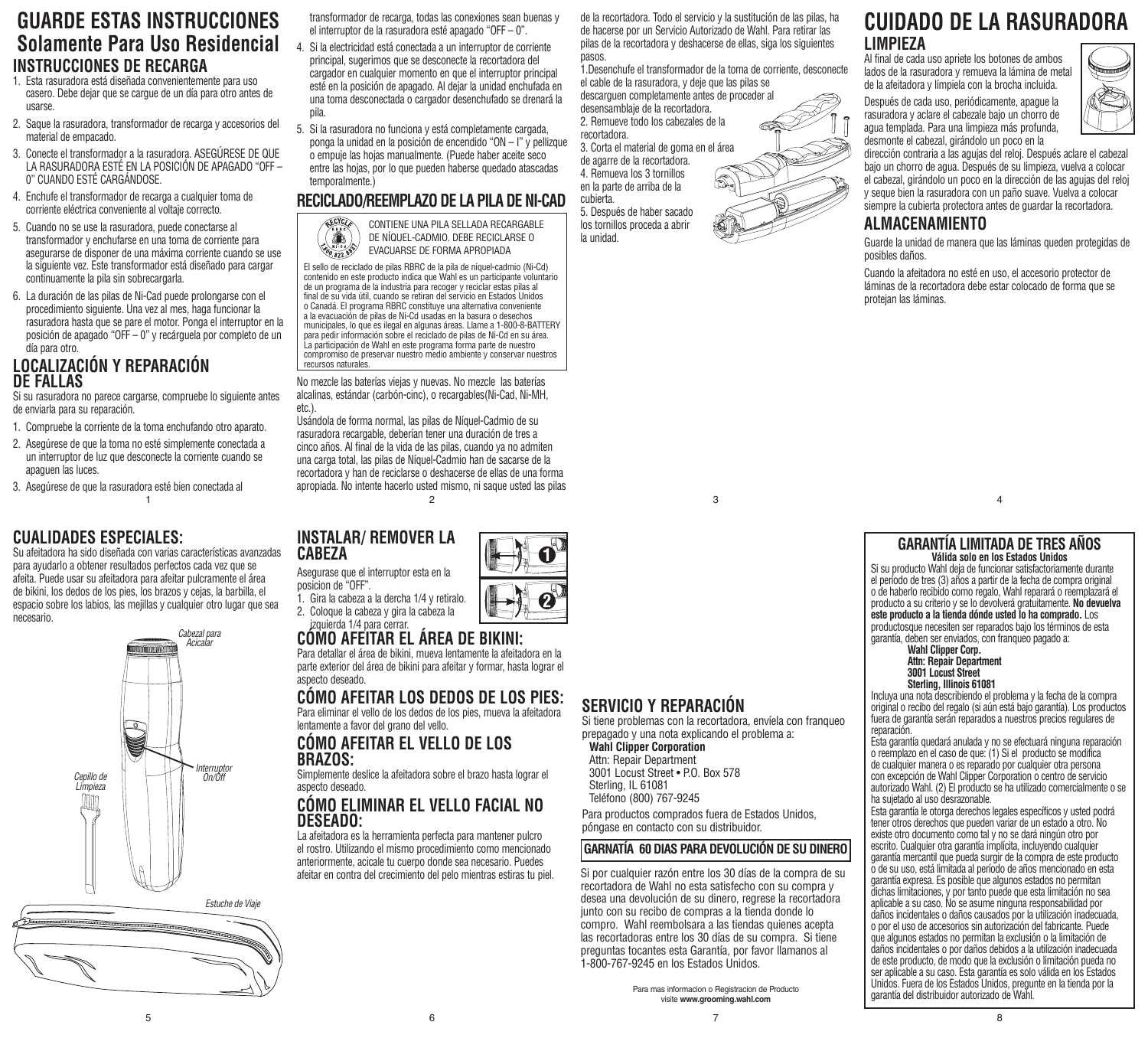# GUARDE ESTAS INSTRUCCIONES

## Solamente Para Uso Residencial

## INSTRUCCIONES DE RECARGA

1. Esta rasuradora está diseñada convenientemente para uso casero. Debe dejar que se cargue de un día para otro antes de usarse.
2. Saque la rasuradora, transformador de recarga y accesorios del material de empacado.
3. Conecte el transformador a la rasuradora. ASEGÚRESE DE QUE LA RASURADORA ESTÉ EN LA POSICIÓN DE APAGADO "OFF – 0" CUANDO ESTÉ CARGÁNDOSE.
4. Enchufe el transformador de recarga a cualquier toma de corriente eléctrica conveniente al voltaje correcto.
5. Cuando no se use la rasuradora, puede conectarse al transformador y enchufarse en una toma de corriente para asegurarse de disponer de una máxima corriente cuando se use la siguiente vez. Este transformador está diseñado para cargar continuamente la pila sin sobrecargarla.
6. La duración de las pilas de Ni-Cad puede prolongarse con el procedimiento siguiente. Una vez al mes, haga funcionar la rasuradora hasta que se pare el motor. Ponga el interruptor en la posición de apagado "OFF – 0" y recárguela por completo de un día para otro.

## LOCALIZACIÓN Y REPARACIÓN DE FALLAS

Si su rasuradora no parece cargarse, compruebe lo siguiente antes de enviarla para su reparación.

1. Compruebe la corriente de la toma enchufando otro aparato.
2. Asegúrese de que la toma no esté simplemente conectada a un interruptor de luz que desconecte la corriente cuando se apaguen las luces.
3. Asegúrese de que la rasuradora esté bien conectada al transformador de recarga, todas las conexiones sean buenas y el interruptor de la rasuradora esté apagado "OFF – 0".
4. Si la electricidad está conectada a un interruptor de corriente principal, sugerimos que se desconecte la recortadora del cargador en cualquier momento en que el interruptor principal esté en la posición de apagado. Al dejar la unidad enchufada en una toma desconectada o cargador desenchufado se drenará la pila.
5. Si la rasuradora no funciona y está completamente cargada, ponga la unidad en la posición de encendido "ON – I" y pellizque o empuje las hojas manualmente. (Puede haber aceite seco entre las hojas, por lo que pueden haberse quedado atascadas temporalmente.)

## RECICLADO/REEMPLAZO DE LA PILA DE NI-CAD

CONTIENE UNA PILA SELLADA RECARGABLE DE NÍQUEL-CADMIO. DEBE RECICLARSE O EVACUARSE DE FORMA APROPIADA

El sello de reciclado de pilas RBRC de la pila de níquel-cadmio (Ni-Cd) contenido en este producto indica que Wahl es un participante voluntario de un programa de la industria para recoger y reciclar estas pilas al final de su vida útil, cuando se retiran del servicio en Estados Unidos o Canadá. El programa RBRC constituye una alternativa conveniente a la evacuación de pilas de Ni-Cd usadas en la basura o desechos municipales, lo que es ilegal en algunas áreas. Llame a 1-800-8-BATTERY para pedir información sobre el reciclado de pilas de Ni-Cd en su área. La participación de Wahl en este programa forma parte de nuestro compromiso de preservar nuestro medio ambiente y conservar nuestros recursos naturales.

No mezcle las baterías viejas y nuevas. No mezcle las baterías alcalinas, estándar (carbón-cinc), o recargables(Ni-Cad, Ni-MH, etc.).

Usándola de forma normal, las pilas de Níquel-Cadmio de su rasuradora recargable, deberían tener una duración de tres a cinco años. Al final de la vida de las pilas, cuando ya no admiten una carga total, las pilas de Níquel-Cadmio han de sacarse de la recortadora y han de reciclarse o deshacerse de ellas de una forma apropiada. No intente hacerlo usted mismo, ni saque usted las pilas de la recortadora. Todo el servicio y la sustitución de las pilas, ha de hacerse por un Servicio Autorizado de Wahl. Para retirar las pilas de la recortadora y deshacerse de ellas, siga los siguientes pasos.

1. Desenchufe el transformador de la toma de corriente, desconecte el cable de la rasuradora, y deje que las pilas se descarguen completamente antes de proceder al desensamblaje de la recortadora.
2. Remueve todo los cabezales de la recortadora.
3. Corta el material de goma en el área de agarre de la recortadora.
4. Remueva los 3 tornillos en la parte de arriba de la cubierta.
5. Después de haber sacado los tornillos proceda a abrir la unidad.

# CUIDADO DE LA RASURADORA

## LIMPIEZA

Al final de cada uso apriete los botones de ambos lados de la rasuradora y remueva la lámina de metal de la afeitadora y límpiela con la brocha incluida.

Después de cada uso, periódicamente, apague la rasuradora y aclare el cabezale bajo un chorro de agua templada. Para una limpieza más profunda, desmonte el cabezal, girándolo un poco en la dirección contraria a las agujas del reloj. Después aclare el cabezal bajo un chorro de agua. Después de su limpieza, vuelva a colocar el cabezal, girándolo un poco en la dirección de las agujas del reloj y seque bien la rasuradora con un paño suave. Vuelva a colocar siempre la cubierta protectora antes de guardar la recortadora.

## ALMACENAMIENTO

Guarde la unidad de manera que las láminas queden protegidas de posibles daños.

Cuando la afeitadora no esté en uso, el accesorio protector de láminas de la recortadora debe estar colocado de forma que se protejan las láminas.

## CUALIDADES ESPECIALES:

Su afeitadora ha sido diseñada con varias características avanzadas para ayudarlo a obtener resultados perfectos cada vez que se afeita. Puede usar su afeitadora para afeitar pulcramente el área de bikini, los dedos de los pies, los brazos y cejas, la barbilla, el espacio sobre los labios, las mejillas y cualquier otro lugar que sea necesario.

Cabezal para Acicalar

Interruptor On/Off

Cepillo de Limpieza

Estuche de Viaje

## INSTALAR/ REMOVER LA CABEZA

Asegurase que el interruptor esta en la posicion de "OFF".

1. Gira la cabeza a la derecha 1/4 y retiralo.
2. Coloque la cabeza y gira la cabeza la izquierda 1/4 para cerrar.

## CÓMO AFEITAR EL ÁREA DE BIKINI:

Para detallar el área de bikini, mueva lentamente la afeitadora en la parte exterior del área de bikini para afeitar y formar, hasta lograr el aspecto deseado.

## CÓMO AFEITAR LOS DEDOS DE LOS PIES:

Para eliminar el vello de los dedos de los pies, mueva la afeitadora lentamente a favor del grano del vello.

## CÓMO AFEITAR EL VELLO DE LOS BRAZOS:

Simplemente deslice la afeitadora sobre el brazo hasta lograr el aspecto deseado.

## CÓMO ELIMINAR EL VELLO FACIAL NO DESEADO:

La afeitadora es la herramienta perfecta para mantener pulcro el rostro. Utilizando el mismo procedimiento como mencionado anteriormente, acicale tu cuerpo donde sea necesario. Puedes afeitar en contra del crecimiento del pelo mientras estiras tu piel.

## SERVICIO Y REPARACIÓN

Si tiene problemas con la recortadora, envíela con franqueo prepagado y una nota explicando el problema a:

**Wahl Clipper Corporation**
Attn: Repair Department
3001 Locust Street • P.O. Box 578
Sterling, IL 61081
Teléfono (800) 767-9245

Para productos comprados fuera de Estados Unidos, póngase en contacto con su distribuidor.

## GARNATÍA 60 DIAS PARA DEVOLUCIÓN DE SU DINERO

Si por cualquier razón entre los 30 días de la compra de su recortadora de Wahl no esta satisfecho con su compra y desea una devolución de su dinero, regrese la recortadora junto con su recibo de compras a la tienda donde lo compro. Wahl reembolsara a las tiendas quienes acepta las recortadoras entre los 30 días de su compra. Si tiene preguntas tocantes esta Garantía, por favor llamanos al 1-800-767-9245 en los Estados Unidos.

Para mas informacion o Registracion de Producto visite **www.grooming.wahl.com**

## GARANTÍA LIMITADA DE TRES AÑOS

**Válida solo en los Estados Unidos**

Si su producto Wahl deja de funcionar satisfactoriamente durante el periodo de tres (3) años a partir de la fecha de compra original o de haberlo recibido como regalo, Wahl reparará o reemplazará el producto a su criterio y se lo devolverá gratuitamente. **No devuelva este producto a la tienda dónde usted lo ha comprado.** Los productosque necesiten ser reparados bajo los términos de esta garantía, deben ser enviados, con franqueo pagado a:

**Wahl Clipper Corp.**
**Attn: Repair Department**
**3001 Locust Street**
**Sterling, Illinois 61081**

Incluya una nota describiendo el problema y la fecha de la compra original o recibo del regalo (si aún está bajo garantía). Los productos fuera de garantía serán reparados a nuestros precios regulares de reparación.

Esta garantía quedará anulada y no se efectuará ninguna reparación o reemplazo en el caso de que: (1) Si el producto se modifica de cualquier manera o es reparado por cualquier otra persona con excepción de Wahl Clipper Corporation o centro de servicio autorizado Wahl. (2) El producto se ha utilizado comercialmente o se ha sujetado al uso desrazonable.

Esta garantía le otorga derechos legales específicos y usted podrá tener otros derechos que pueden variar de un estado a otro. No existe otro documento como tal y no se dará ningún otro por escrito. Cualquier otra garantía implícita, incluyendo cualquier garantía mercantil que pueda surgir de la compra de este producto o de su uso, está limitada al período de años mencionado en esta garantía expresa. Es posible que algunos estados no permitan dichas limitaciones, y por tanto puede que esta limitación no sea aplicable a su caso. No se asume ninguna responsabilidad por daños incidentales o daños causados por la utilización inadecuada, o por el uso de accesorios sin autorización del fabricante. Puede que algunos estados no permitan la exclusión o la limitación de daños incidentales o por daños debidos a la utilización inadecuada de este producto, de modo que la exclusión o limitación pueda no ser aplicable a su caso. Esta garantía es solo válida en los Estados Unidos. Fuera de los Estados Unidos, pregunte en la tienda por la garantía del distribuidor autorizado de Wahl.